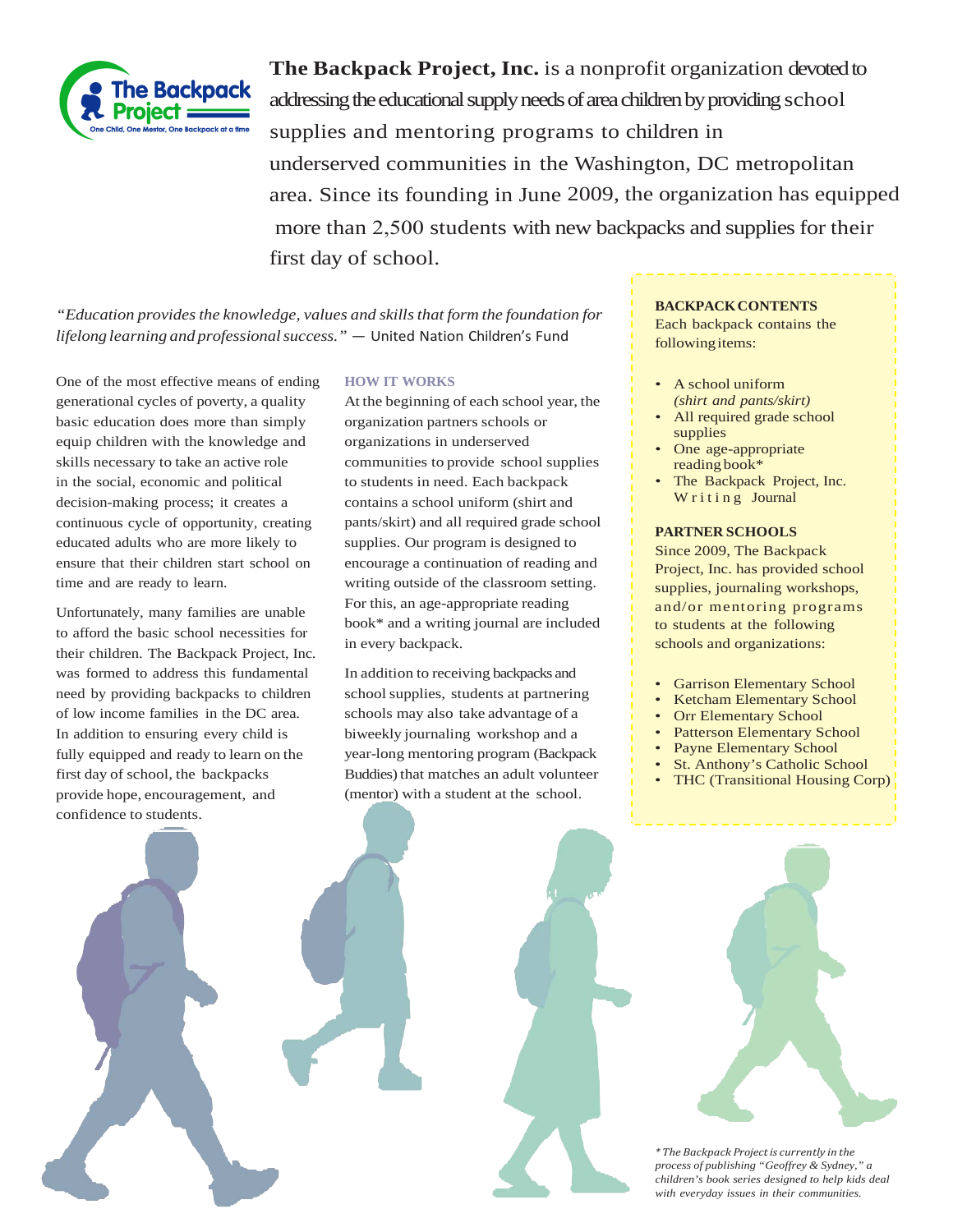**The Backpack Project, Inc.** is a nonprofit organization devoted to addressing the educational supply needs of area children by providing school supplies and mentoring programs to children in underserved communities in the Washington, DC metropolitan area. Since its founding in June 2009, the organization has equipped more than 2,500 students with new backpacks and supplies for their first day of school.

*"Education provides the knowledge, values and skills that form the foundation for lifelong learning and professional success."* — United Nation Children's Fund

One of the most effective means of ending generational cycles of poverty, a quality basic education does more than simply equip children with the knowledge and skills necessary to take an active role in the social, economic and political decision-making process; it creates a continuous cycle of opportunity, creating educated adults who are more likely to ensure that their children start school on time and are ready to learn.

Unfortunately, many families are unable to afford the basic school necessities for their children. The Backpack Project, Inc. was formed to address this fundamental need by providing backpacks to children of low income families in the DC area. In addition to ensuring every child is fully equipped and ready to learn on the first day of school, the backpacks provide hope, encouragement, and confidence to students.

### HOW IT WORKS

At the beginning of each school year, the organization partners schools or organizations in underserved communities to provide school supplies to students in need. Each backpack contains a school uniform (shirt and pants/skirt) and all required grade school supplies. Our program is designed to encourage a continuation of reading and writing outside of the classroom setting. For this, an age-appropriate reading book* and a writing journal are included in every backpack.

In addition to receiving backpacks and school supplies, students at partnering schools may also take advantage of a biweekly journaling workshop and a year-long mentoring program (Backpack Buddies) that matches an adult volunteer (mentor) with a student at the school.

### BACKPACK CONTENTS

Each backpack contains the following items:

- A school uniform *(shirt and pants/skirt)*
- All required grade school supplies
- One age-appropriate reading book*
- The Backpack Project, Inc. Writing Journal

### PARTNER SCHOOLS

Since 2009, The Backpack Project, Inc. has provided school supplies, journaling workshops, and/or mentoring programs to students at the following schools and organizations:

- Garrison Elementary School
- Ketcham Elementary School
- Orr Elementary School
- Patterson Elementary School
- Payne Elementary School
- St. Anthony's Catholic School
- THC (Transitional Housing Corp)

*\* The Backpack Project is currently in the process of publishing "Geoffrey & Sydney," a children's book series designed to help kids deal with everyday issues in their communities.*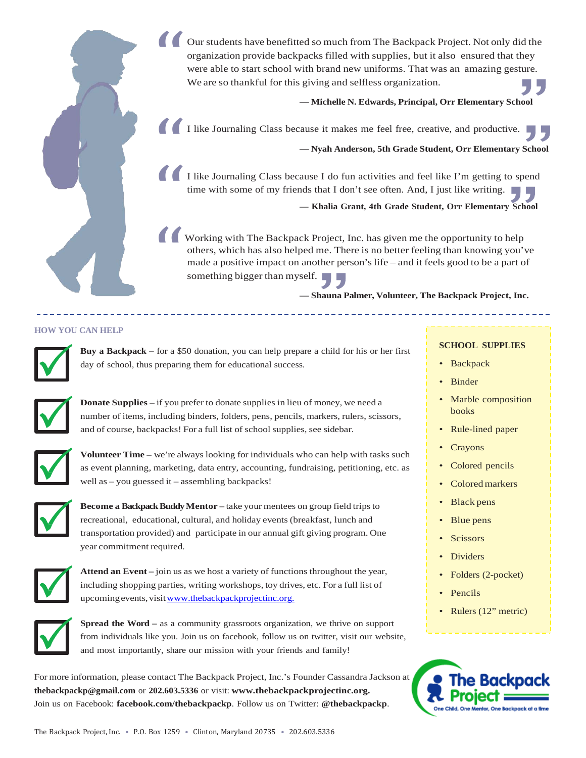> Our students have benefitted so much from The Backpack Project. Not only did the organization provide backpacks filled with supplies, but it also ensured that they were able to start school with brand new uniforms. That was an amazing gesture. We are so thankful for this giving and selfless organization.
>
> **— Michelle N. Edwards, Principal, Orr Elementary School**

> I like Journaling Class because it makes me feel free, creative, and productive.
>
> **— Nyah Anderson, 5th Grade Student, Orr Elementary School**

> I like Journaling Class because I do fun activities and feel like I'm getting to spend time with some of my friends that I don't see often. And, I just like writing.
>
> **— Khalia Grant, 4th Grade Student, Orr Elementary School**

> Working with The Backpack Project, Inc. has given me the opportunity to help others, which has also helped me. There is no better feeling than knowing you've made a positive impact on another person's life – and it feels good to be a part of something bigger than myself.
>
> **— Shauna Palmer, Volunteer, The Backpack Project, Inc.**

---

## HOW YOU CAN HELP

- **Buy a Backpack –** for a $50 donation, you can help prepare a child for his or her first day of school, thus preparing them for educational success.
- **Donate Supplies –** if you prefer to donate supplies in lieu of money, we need a number of items, including binders, folders, pens, pencils, markers, rulers, scissors, and of course, backpacks! For a full list of school supplies, see sidebar.
- **Volunteer Time –** we're always looking for individuals who can help with tasks such as event planning, marketing, data entry, accounting, fundraising, petitioning, etc. as well as – you guessed it – assembling backpacks!
- **Become a Backpack Buddy Mentor –** take your mentees on group field trips to recreational, educational, cultural, and holiday events (breakfast, lunch and transportation provided) and participate in our annual gift giving program. One year commitment required.
- **Attend an Event –** join us as we host a variety of functions throughout the year, including shopping parties, writing workshops, toy drives, etc. For a full list of upcoming events, visit www.thebackpackprojectinc.org.
- **Spread the Word –** as a community grassroots organization, we thrive on support from individuals like you. Join us on facebook, follow us on twitter, visit our website, and most importantly, share our mission with your friends and family!

### SCHOOL SUPPLIES

- Backpack
- Binder
- Marble composition books
- Rule-lined paper
- Crayons
- Colored pencils
- Colored markers
- Black pens
- Blue pens
- Scissors
- Dividers
- Folders (2-pocket)
- Pencils
- Rulers (12" metric)

For more information, please contact The Backpack Project, Inc.'s Founder Cassandra Jackson at **thebackpackp@gmail.com** or **202.603.5336** or visit: **www.thebackpackprojectinc.org.** Join us on Facebook: **facebook.com/thebackpackp**. Follow us on Twitter: **@thebackpackp**.

The Backpack Project — One Child, One Mentor, One Backpack at a time

The Backpack Project, Inc. • P.O. Box 1259 • Clinton, Maryland 20735 • 202.603.5336